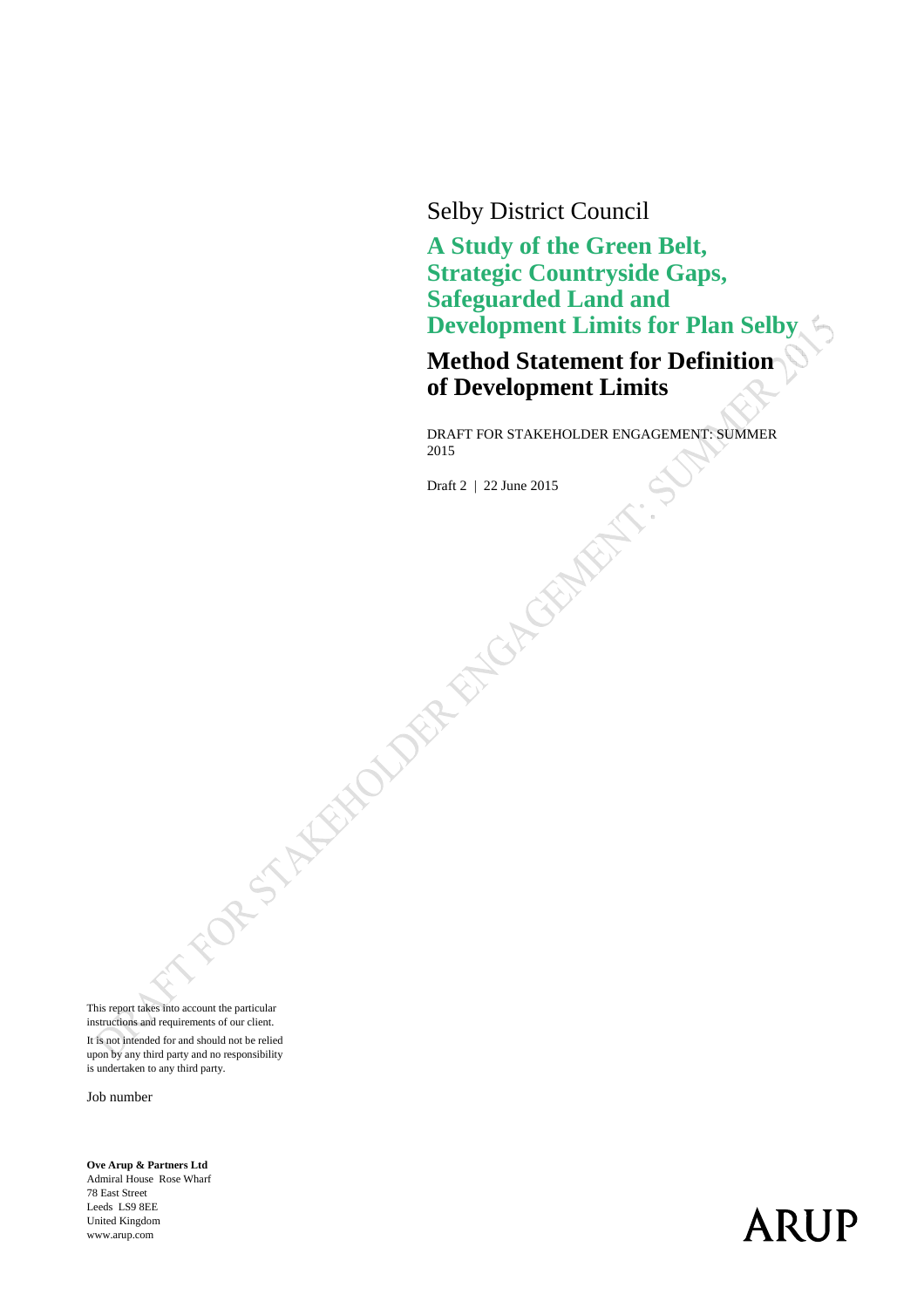Selby District Council

# A Study of the Green Belt, Strategic Countryside Gaps, Safeguarded Land and Development Limits for Plan Selby

## Method Statement for Definition of Development Limits

DRAFT FOR STAKEHOLDER ENGAGEMENT: SUMMER 2015

Draft 2 | 22 June 2015

This report takes into account the particular instructions and requirements of our client.

It is not intended for and should not be relied upon by any third party and no responsibility is undertaken to any third party.

Job number

**Ove Arup & Partners Ltd**
Admiral House Rose Wharf
78 East Street
Leeds LS9 8EE
United Kingdom
www.arup.com

ARUP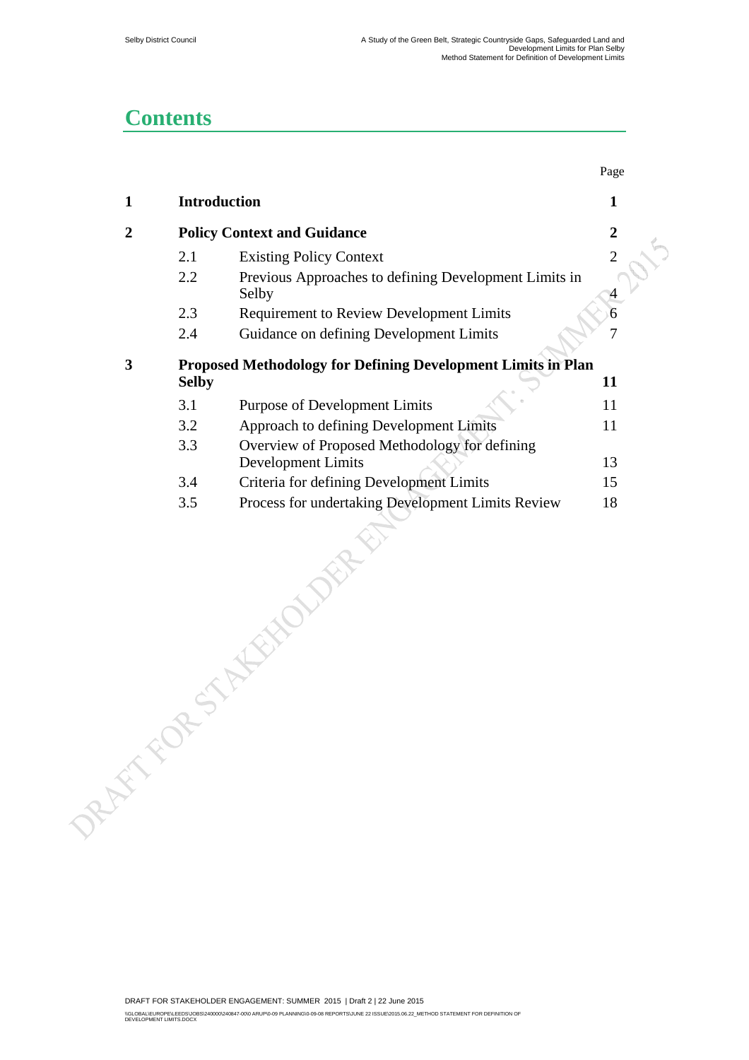# Contents

| | | | Page |
|---|---|---|---|
| **1** | **Introduction** | | **1** |
| **2** | **Policy Context and Guidance** | | **2** |
| | 2.1 | Existing Policy Context | 2 |
| | 2.2 | Previous Approaches to defining Development Limits in Selby | 4 |
| | 2.3 | Requirement to Review Development Limits | 6 |
| | 2.4 | Guidance on defining Development Limits | 7 |
| **3** | **Proposed Methodology for Defining Development Limits in Plan Selby** | | **11** |
| | 3.1 | Purpose of Development Limits | 11 |
| | 3.2 | Approach to defining Development Limits | 11 |
| | 3.3 | Overview of Proposed Methodology for defining Development Limits | 13 |
| | 3.4 | Criteria for defining Development Limits | 15 |
| | 3.5 | Process for undertaking Development Limits Review | 18 |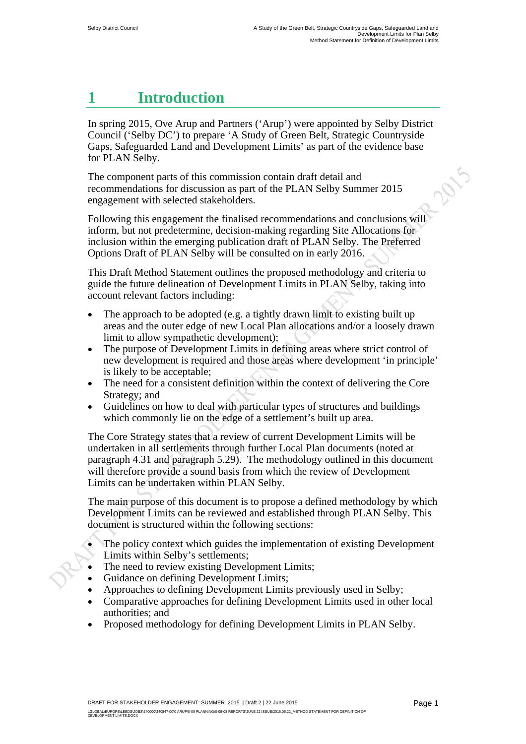# 1 Introduction

In spring 2015, Ove Arup and Partners ('Arup') were appointed by Selby District Council ('Selby DC') to prepare 'A Study of Green Belt, Strategic Countryside Gaps, Safeguarded Land and Development Limits' as part of the evidence base for PLAN Selby.

The component parts of this commission contain draft detail and recommendations for discussion as part of the PLAN Selby Summer 2015 engagement with selected stakeholders.

Following this engagement the finalised recommendations and conclusions will inform, but not predetermine, decision-making regarding Site Allocations for inclusion within the emerging publication draft of PLAN Selby. The Preferred Options Draft of PLAN Selby will be consulted on in early 2016.

This Draft Method Statement outlines the proposed methodology and criteria to guide the future delineation of Development Limits in PLAN Selby, taking into account relevant factors including:

- The approach to be adopted (e.g. a tightly drawn limit to existing built up areas and the outer edge of new Local Plan allocations and/or a loosely drawn limit to allow sympathetic development);
- The purpose of Development Limits in defining areas where strict control of new development is required and those areas where development 'in principle' is likely to be acceptable;
- The need for a consistent definition within the context of delivering the Core Strategy; and
- Guidelines on how to deal with particular types of structures and buildings which commonly lie on the edge of a settlement's built up area.

The Core Strategy states that a review of current Development Limits will be undertaken in all settlements through further Local Plan documents (noted at paragraph 4.31 and paragraph 5.29). The methodology outlined in this document will therefore provide a sound basis from which the review of Development Limits can be undertaken within PLAN Selby.

The main purpose of this document is to propose a defined methodology by which Development Limits can be reviewed and established through PLAN Selby. This document is structured within the following sections:

- The policy context which guides the implementation of existing Development Limits within Selby's settlements;
- The need to review existing Development Limits;
- Guidance on defining Development Limits;
- Approaches to defining Development Limits previously used in Selby;
- Comparative approaches for defining Development Limits used in other local authorities; and
- Proposed methodology for defining Development Limits in PLAN Selby.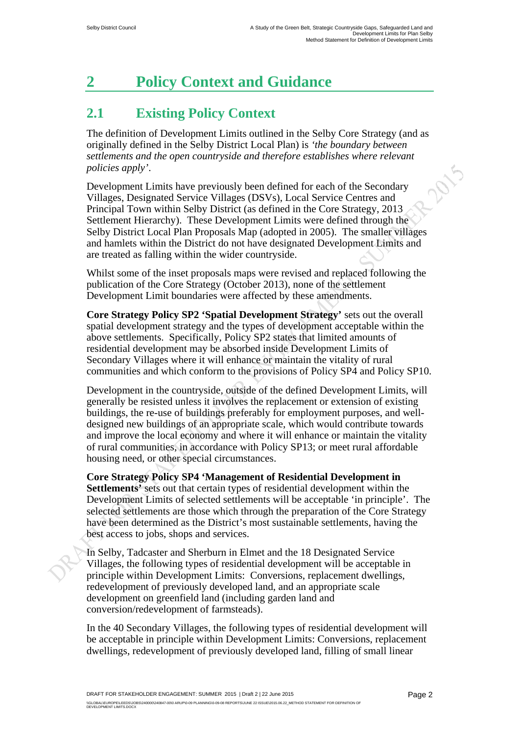# 2 Policy Context and Guidance

## 2.1 Existing Policy Context

The definition of Development Limits outlined in the Selby Core Strategy (and as originally defined in the Selby District Local Plan) is *'the boundary between settlements and the open countryside and therefore establishes where relevant policies apply'*.

Development Limits have previously been defined for each of the Secondary Villages, Designated Service Villages (DSVs), Local Service Centres and Principal Town within Selby District (as defined in the Core Strategy, 2013 Settlement Hierarchy). These Development Limits were defined through the Selby District Local Plan Proposals Map (adopted in 2005). The smaller villages and hamlets within the District do not have designated Development Limits and are treated as falling within the wider countryside.

Whilst some of the inset proposals maps were revised and replaced following the publication of the Core Strategy (October 2013), none of the settlement Development Limit boundaries were affected by these amendments.

**Core Strategy Policy SP2 'Spatial Development Strategy'** sets out the overall spatial development strategy and the types of development acceptable within the above settlements. Specifically, Policy SP2 states that limited amounts of residential development may be absorbed inside Development Limits of Secondary Villages where it will enhance or maintain the vitality of rural communities and which conform to the provisions of Policy SP4 and Policy SP10.

Development in the countryside, outside of the defined Development Limits, will generally be resisted unless it involves the replacement or extension of existing buildings, the re-use of buildings preferably for employment purposes, and well-designed new buildings of an appropriate scale, which would contribute towards and improve the local economy and where it will enhance or maintain the vitality of rural communities, in accordance with Policy SP13; or meet rural affordable housing need, or other special circumstances.

**Core Strategy Policy SP4 'Management of Residential Development in Settlements'** sets out that certain types of residential development within the Development Limits of selected settlements will be acceptable 'in principle'. The selected settlements are those which through the preparation of the Core Strategy have been determined as the District's most sustainable settlements, having the best access to jobs, shops and services.

In Selby, Tadcaster and Sherburn in Elmet and the 18 Designated Service Villages, the following types of residential development will be acceptable in principle within Development Limits: Conversions, replacement dwellings, redevelopment of previously developed land, and an appropriate scale development on greenfield land (including garden land and conversion/redevelopment of farmsteads).

In the 40 Secondary Villages, the following types of residential development will be acceptable in principle within Development Limits: Conversions, replacement dwellings, redevelopment of previously developed land, filling of small linear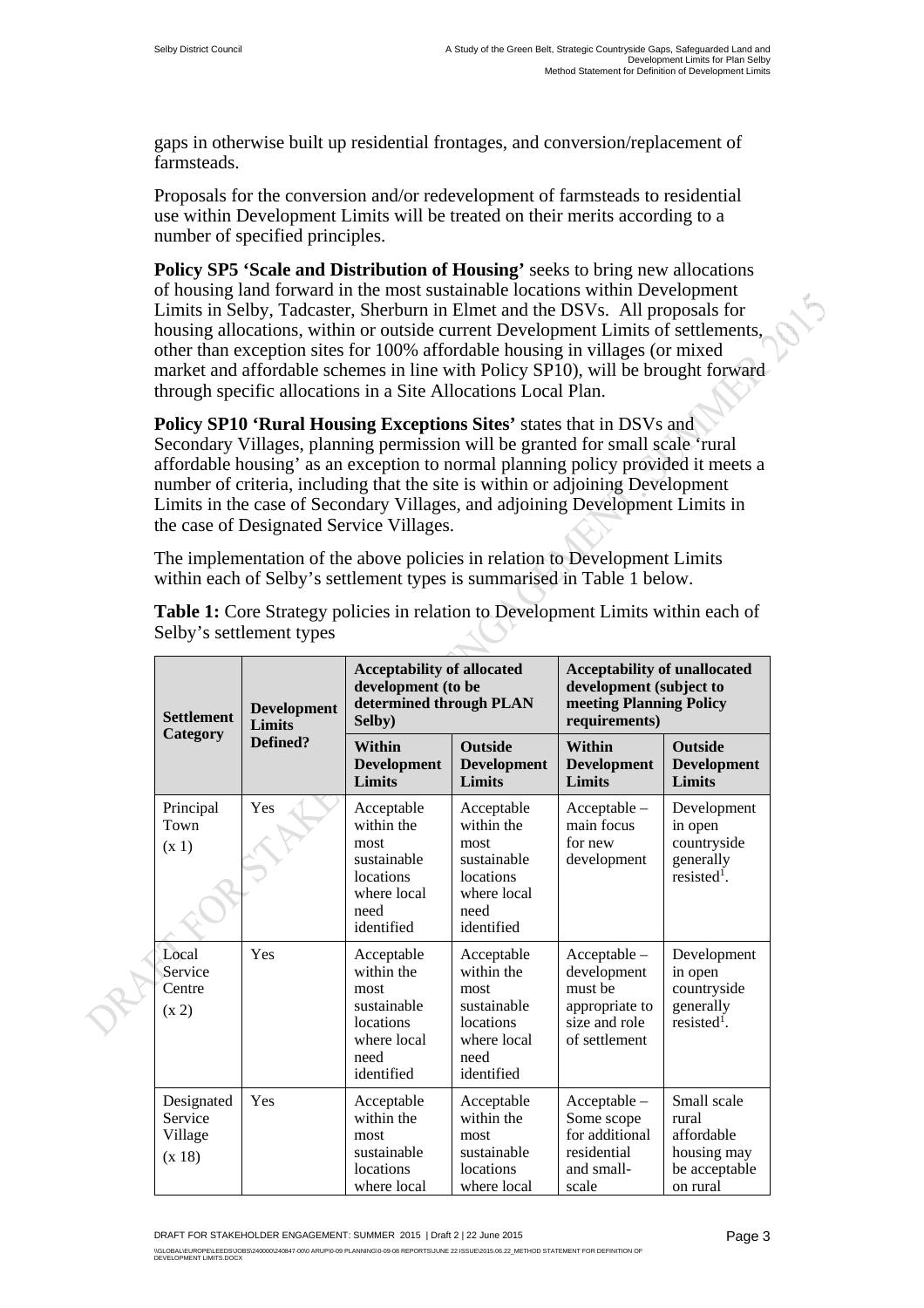gaps in otherwise built up residential frontages, and conversion/replacement of farmsteads.

Proposals for the conversion and/or redevelopment of farmsteads to residential use within Development Limits will be treated on their merits according to a number of specified principles.

**Policy SP5 'Scale and Distribution of Housing'** seeks to bring new allocations of housing land forward in the most sustainable locations within Development Limits in Selby, Tadcaster, Sherburn in Elmet and the DSVs. All proposals for housing allocations, within or outside current Development Limits of settlements, other than exception sites for 100% affordable housing in villages (or mixed market and affordable schemes in line with Policy SP10), will be brought forward through specific allocations in a Site Allocations Local Plan.

**Policy SP10 'Rural Housing Exceptions Sites'** states that in DSVs and Secondary Villages, planning permission will be granted for small scale 'rural affordable housing' as an exception to normal planning policy provided it meets a number of criteria, including that the site is within or adjoining Development Limits in the case of Secondary Villages, and adjoining Development Limits in the case of Designated Service Villages.

The implementation of the above policies in relation to Development Limits within each of Selby's settlement types is summarised in Table 1 below.

**Table 1:** Core Strategy policies in relation to Development Limits within each of Selby's settlement types

| Settlement Category | Development Limits Defined? | Acceptability of allocated development (to be determined through PLAN Selby) | | Acceptability of unallocated development (subject to meeting Planning Policy requirements) | |
|---|---|---|---|---|---|
| | | Within Development Limits | Outside Development Limits | Within Development Limits | Outside Development Limits |
| Principal Town (x 1) | Yes | Acceptable within the most sustainable locations where local need identified | Acceptable within the most sustainable locations where local need identified | Acceptable – main focus for new development | Development in open countryside generally resisted[1]. |
| Local Service Centre (x 2) | Yes | Acceptable within the most sustainable locations where local need identified | Acceptable within the most sustainable locations where local need identified | Acceptable – development must be appropriate to size and role of settlement | Development in open countryside generally resisted[1]. |
| Designated Service Village (x 18) | Yes | Acceptable within the most sustainable locations where local | Acceptable within the most sustainable locations where local | Acceptable – Some scope for additional residential and small-scale | Small scale rural affordable housing may be acceptable on rural |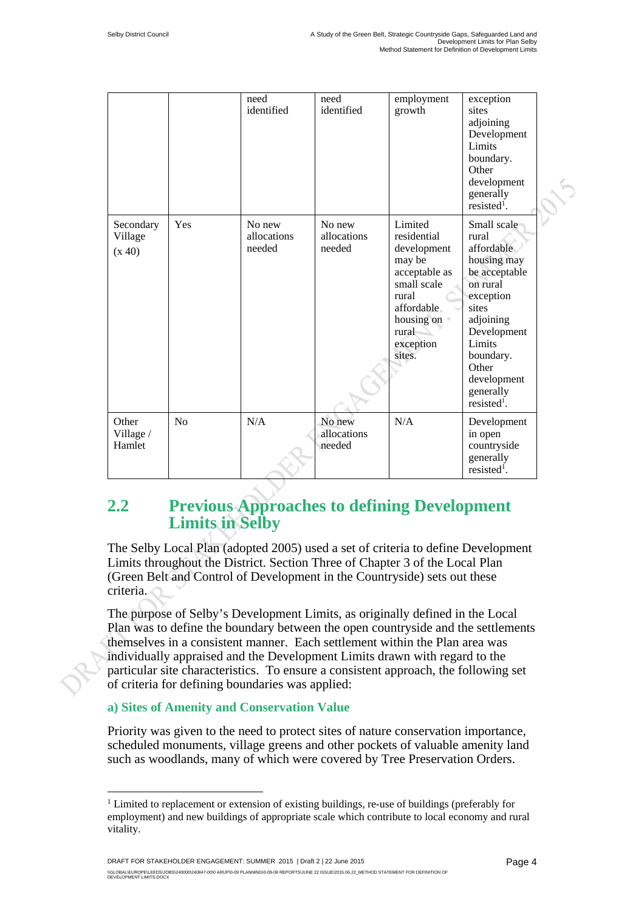| | | need identified | need identified | employment growth | exception sites adjoining Development Limits boundary. Other development generally resisted[1]. |
|---|---|---|---|---|---|
| Secondary Village (x 40) | Yes | No new allocations needed | No new allocations needed | Limited residential development may be acceptable as small scale rural affordable housing on rural exception sites. | Small scale rural affordable housing may be acceptable on rural exception sites adjoining Development Limits boundary. Other development generally resisted[1]. |
| Other Village / Hamlet | No | N/A | No new allocations needed | N/A | Development in open countryside generally resisted[1]. |

## 2.2 Previous Approaches to defining Development Limits in Selby

The Selby Local Plan (adopted 2005) used a set of criteria to define Development Limits throughout the District. Section Three of Chapter 3 of the Local Plan (Green Belt and Control of Development in the Countryside) sets out these criteria.

The purpose of Selby's Development Limits, as originally defined in the Local Plan was to define the boundary between the open countryside and the settlements themselves in a consistent manner. Each settlement within the Plan area was individually appraised and the Development Limits drawn with regard to the particular site characteristics. To ensure a consistent approach, the following set of criteria for defining boundaries was applied:

### a) Sites of Amenity and Conservation Value

Priority was given to the need to protect sites of nature conservation importance, scheduled monuments, village greens and other pockets of valuable amenity land such as woodlands, many of which were covered by Tree Preservation Orders.

[1] Limited to replacement or extension of existing buildings, re-use of buildings (preferably for employment) and new buildings of appropriate scale which contribute to local economy and rural vitality.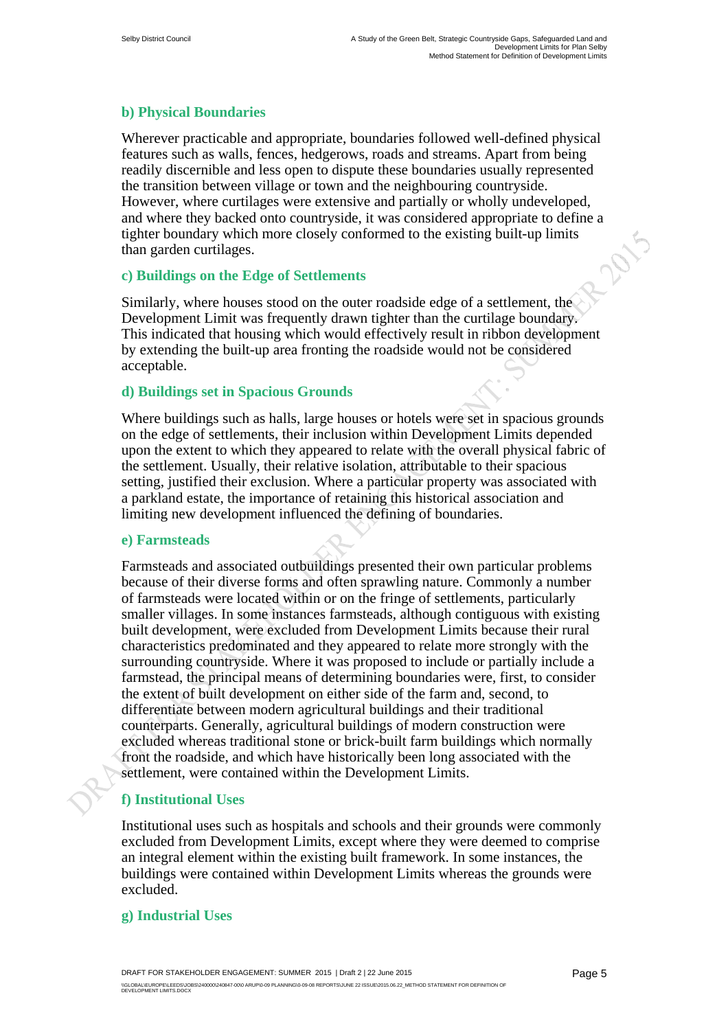### b) Physical Boundaries

Wherever practicable and appropriate, boundaries followed well-defined physical features such as walls, fences, hedgerows, roads and streams. Apart from being readily discernible and less open to dispute these boundaries usually represented the transition between village or town and the neighbouring countryside. However, where curtilages were extensive and partially or wholly undeveloped, and where they backed onto countryside, it was considered appropriate to define a tighter boundary which more closely conformed to the existing built-up limits than garden curtilages.

### c) Buildings on the Edge of Settlements

Similarly, where houses stood on the outer roadside edge of a settlement, the Development Limit was frequently drawn tighter than the curtilage boundary. This indicated that housing which would effectively result in ribbon development by extending the built-up area fronting the roadside would not be considered acceptable.

### d) Buildings set in Spacious Grounds

Where buildings such as halls, large houses or hotels were set in spacious grounds on the edge of settlements, their inclusion within Development Limits depended upon the extent to which they appeared to relate with the overall physical fabric of the settlement. Usually, their relative isolation, attributable to their spacious setting, justified their exclusion. Where a particular property was associated with a parkland estate, the importance of retaining this historical association and limiting new development influenced the defining of boundaries.

### e) Farmsteads

Farmsteads and associated outbuildings presented their own particular problems because of their diverse forms and often sprawling nature. Commonly a number of farmsteads were located within or on the fringe of settlements, particularly smaller villages. In some instances farmsteads, although contiguous with existing built development, were excluded from Development Limits because their rural characteristics predominated and they appeared to relate more strongly with the surrounding countryside. Where it was proposed to include or partially include a farmstead, the principal means of determining boundaries were, first, to consider the extent of built development on either side of the farm and, second, to differentiate between modern agricultural buildings and their traditional counterparts. Generally, agricultural buildings of modern construction were excluded whereas traditional stone or brick-built farm buildings which normally front the roadside, and which have historically been long associated with the settlement, were contained within the Development Limits.

### f) Institutional Uses

Institutional uses such as hospitals and schools and their grounds were commonly excluded from Development Limits, except where they were deemed to comprise an integral element within the existing built framework. In some instances, the buildings were contained within Development Limits whereas the grounds were excluded.

### g) Industrial Uses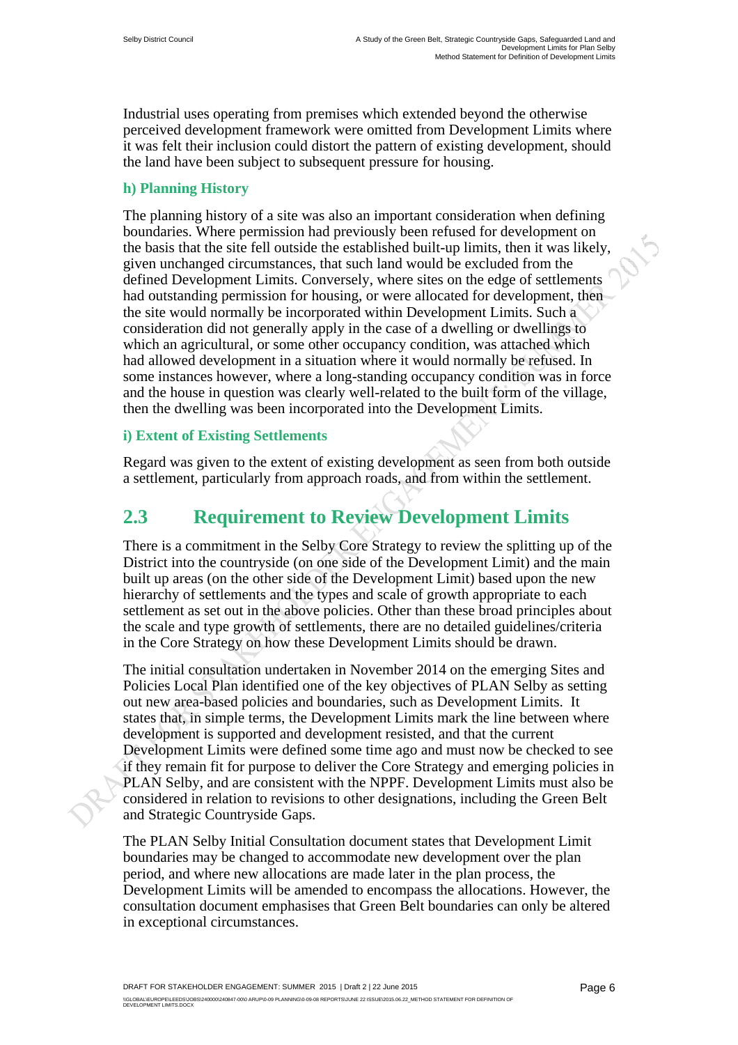Industrial uses operating from premises which extended beyond the otherwise perceived development framework were omitted from Development Limits where it was felt their inclusion could distort the pattern of existing development, should the land have been subject to subsequent pressure for housing.

### h) Planning History

The planning history of a site was also an important consideration when defining boundaries. Where permission had previously been refused for development on the basis that the site fell outside the established built-up limits, then it was likely, given unchanged circumstances, that such land would be excluded from the defined Development Limits. Conversely, where sites on the edge of settlements had outstanding permission for housing, or were allocated for development, then the site would normally be incorporated within Development Limits. Such a consideration did not generally apply in the case of a dwelling or dwellings to which an agricultural, or some other occupancy condition, was attached which had allowed development in a situation where it would normally be refused. In some instances however, where a long-standing occupancy condition was in force and the house in question was clearly well-related to the built form of the village, then the dwelling was been incorporated into the Development Limits.

### i) Extent of Existing Settlements

Regard was given to the extent of existing development as seen from both outside a settlement, particularly from approach roads, and from within the settlement.

## 2.3 Requirement to Review Development Limits

There is a commitment in the Selby Core Strategy to review the splitting up of the District into the countryside (on one side of the Development Limit) and the main built up areas (on the other side of the Development Limit) based upon the new hierarchy of settlements and the types and scale of growth appropriate to each settlement as set out in the above policies. Other than these broad principles about the scale and type growth of settlements, there are no detailed guidelines/criteria in the Core Strategy on how these Development Limits should be drawn.

The initial consultation undertaken in November 2014 on the emerging Sites and Policies Local Plan identified one of the key objectives of PLAN Selby as setting out new area-based policies and boundaries, such as Development Limits. It states that, in simple terms, the Development Limits mark the line between where development is supported and development resisted, and that the current Development Limits were defined some time ago and must now be checked to see if they remain fit for purpose to deliver the Core Strategy and emerging policies in PLAN Selby, and are consistent with the NPPF. Development Limits must also be considered in relation to revisions to other designations, including the Green Belt and Strategic Countryside Gaps.

The PLAN Selby Initial Consultation document states that Development Limit boundaries may be changed to accommodate new development over the plan period, and where new allocations are made later in the plan process, the Development Limits will be amended to encompass the allocations. However, the consultation document emphasises that Green Belt boundaries can only be altered in exceptional circumstances.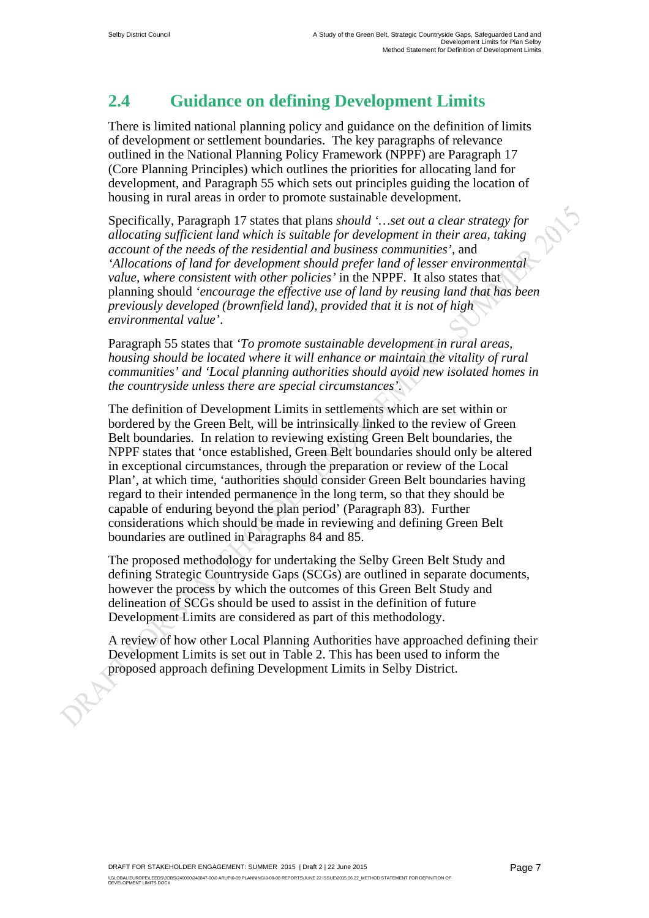## 2.4 Guidance on defining Development Limits

There is limited national planning policy and guidance on the definition of limits of development or settlement boundaries. The key paragraphs of relevance outlined in the National Planning Policy Framework (NPPF) are Paragraph 17 (Core Planning Principles) which outlines the priorities for allocating land for development, and Paragraph 55 which sets out principles guiding the location of housing in rural areas in order to promote sustainable development.

Specifically, Paragraph 17 states that plans *should '…set out a clear strategy for allocating sufficient land which is suitable for development in their area, taking account of the needs of the residential and business communities'*, and *'Allocations of land for development should prefer land of lesser environmental value, where consistent with other policies'* in the NPPF. It also states that planning should *'encourage the effective use of land by reusing land that has been previously developed (brownfield land), provided that it is not of high environmental value'*.

Paragraph 55 states that *'To promote sustainable development in rural areas, housing should be located where it will enhance or maintain the vitality of rural communities' and 'Local planning authorities should avoid new isolated homes in the countryside unless there are special circumstances'*.

The definition of Development Limits in settlements which are set within or bordered by the Green Belt, will be intrinsically linked to the review of Green Belt boundaries. In relation to reviewing existing Green Belt boundaries, the NPPF states that 'once established, Green Belt boundaries should only be altered in exceptional circumstances, through the preparation or review of the Local Plan', at which time, 'authorities should consider Green Belt boundaries having regard to their intended permanence in the long term, so that they should be capable of enduring beyond the plan period' (Paragraph 83). Further considerations which should be made in reviewing and defining Green Belt boundaries are outlined in Paragraphs 84 and 85.

The proposed methodology for undertaking the Selby Green Belt Study and defining Strategic Countryside Gaps (SCGs) are outlined in separate documents, however the process by which the outcomes of this Green Belt Study and delineation of SCGs should be used to assist in the definition of future Development Limits are considered as part of this methodology.

A review of how other Local Planning Authorities have approached defining their Development Limits is set out in Table 2. This has been used to inform the proposed approach defining Development Limits in Selby District.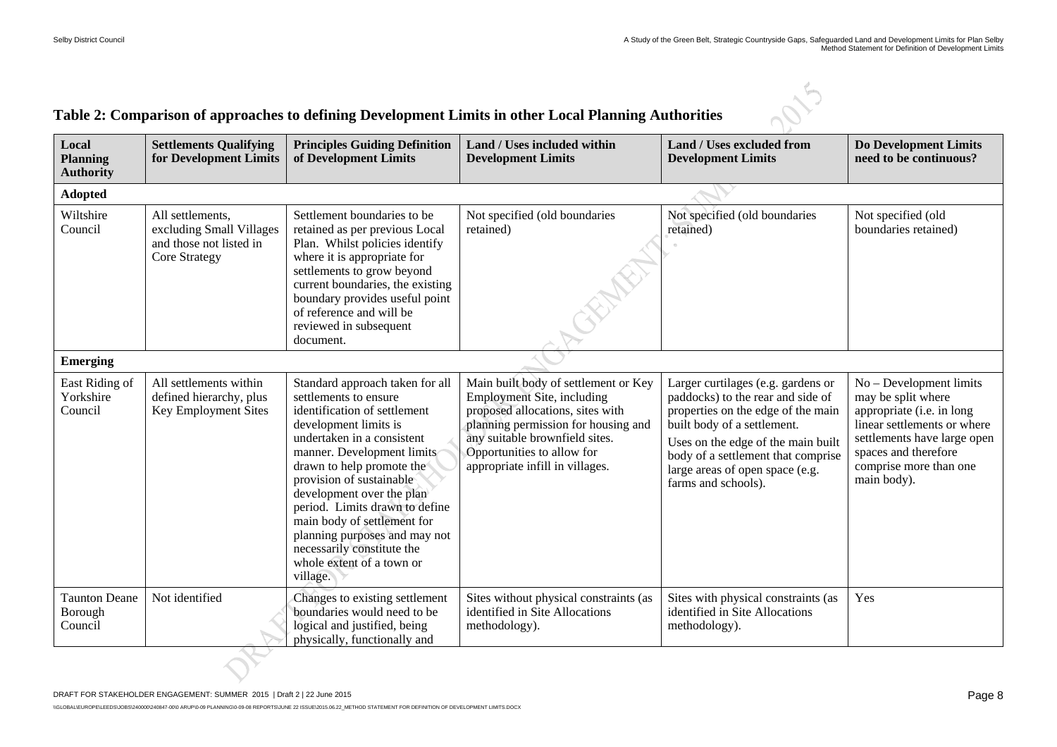## Table 2: Comparison of approaches to defining Development Limits in other Local Planning Authorities

| Local Planning Authority | Settlements Qualifying for Development Limits | Principles Guiding Definition of Development Limits | Land / Uses included within Development Limits | Land / Uses excluded from Development Limits | Do Development Limits need to be continuous? |
|---|---|---|---|---|---|
| **Adopted** | | | | | |
| Wiltshire Council | All settlements, excluding Small Villages and those not listed in Core Strategy | Settlement boundaries to be retained as per previous Local Plan. Whilst policies identify where it is appropriate for settlements to grow beyond current boundaries, the existing boundary provides useful point of reference and will be reviewed in subsequent document. | Not specified (old boundaries retained) | Not specified (old boundaries retained) | Not specified (old boundaries retained) |
| **Emerging** | | | | | |
| East Riding of Yorkshire Council | All settlements within defined hierarchy, plus Key Employment Sites | Standard approach taken for all settlements to ensure identification of settlement development limits is undertaken in a consistent manner. Development limits drawn to help promote the provision of sustainable development over the plan period. Limits drawn to define main body of settlement for planning purposes and may not necessarily constitute the whole extent of a town or village. | Main built body of settlement or Key Employment Site, including proposed allocations, sites with planning permission for housing and any suitable brownfield sites. Opportunities to allow for appropriate infill in villages. | Larger curtilages (e.g. gardens or paddocks) to the rear and side of properties on the edge of the main built body of a settlement. Uses on the edge of the main built body of a settlement that comprise large areas of open space (e.g. farms and schools). | No – Development limits may be split where appropriate (i.e. in long linear settlements or where settlements have large open spaces and therefore comprise more than one main body). |
| Taunton Deane Borough Council | Not identified | Changes to existing settlement boundaries would need to be logical and justified, being physically, functionally and | Sites without physical constraints (as identified in Site Allocations methodology). | Sites with physical constraints (as identified in Site Allocations methodology). | Yes |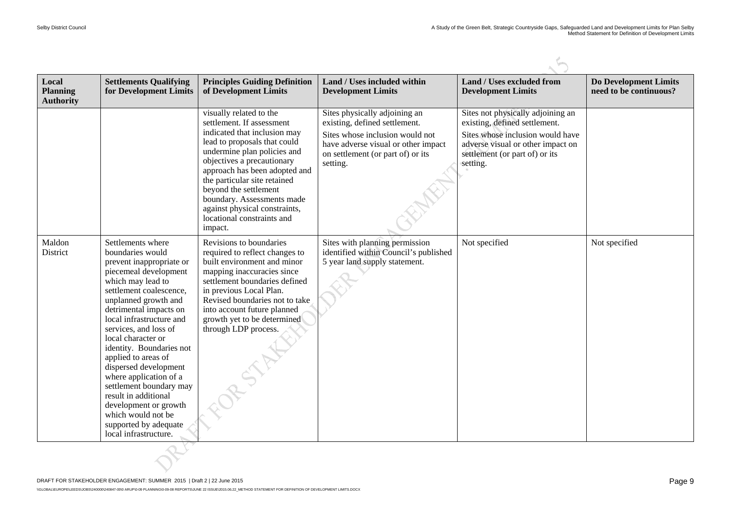| Local Planning Authority | Settlements Qualifying for Development Limits | Principles Guiding Definition of Development Limits | Land / Uses included within Development Limits | Land / Uses excluded from Development Limits | Do Development Limits need to be continuous? |
|---|---|---|---|---|---|
| | | visually related to the settlement. If assessment indicated that inclusion may lead to proposals that could undermine plan policies and objectives a precautionary approach has been adopted and the particular site retained beyond the settlement boundary. Assessments made against physical constraints, locational constraints and impact. | Sites physically adjoining an existing, defined settlement. Sites whose inclusion would not have adverse visual or other impact on settlement (or part of) or its setting. | Sites not physically adjoining an existing, defined settlement. Sites whose inclusion would have adverse visual or other impact on settlement (or part of) or its setting. | |
| Maldon District | Settlements where boundaries would prevent inappropriate or piecemeal development which may lead to settlement coalescence, unplanned growth and detrimental impacts on local infrastructure and services, and loss of local character or identity. Boundaries not applied to areas of dispersed development where application of a settlement boundary may result in additional development or growth which would not be supported by adequate local infrastructure. | Revisions to boundaries required to reflect changes to built environment and minor mapping inaccuracies since settlement boundaries defined in previous Local Plan. Revised boundaries not to take into account future planned growth yet to be determined through LDP process. | Sites with planning permission identified within Council's published 5 year land supply statement. | Not specified | Not specified |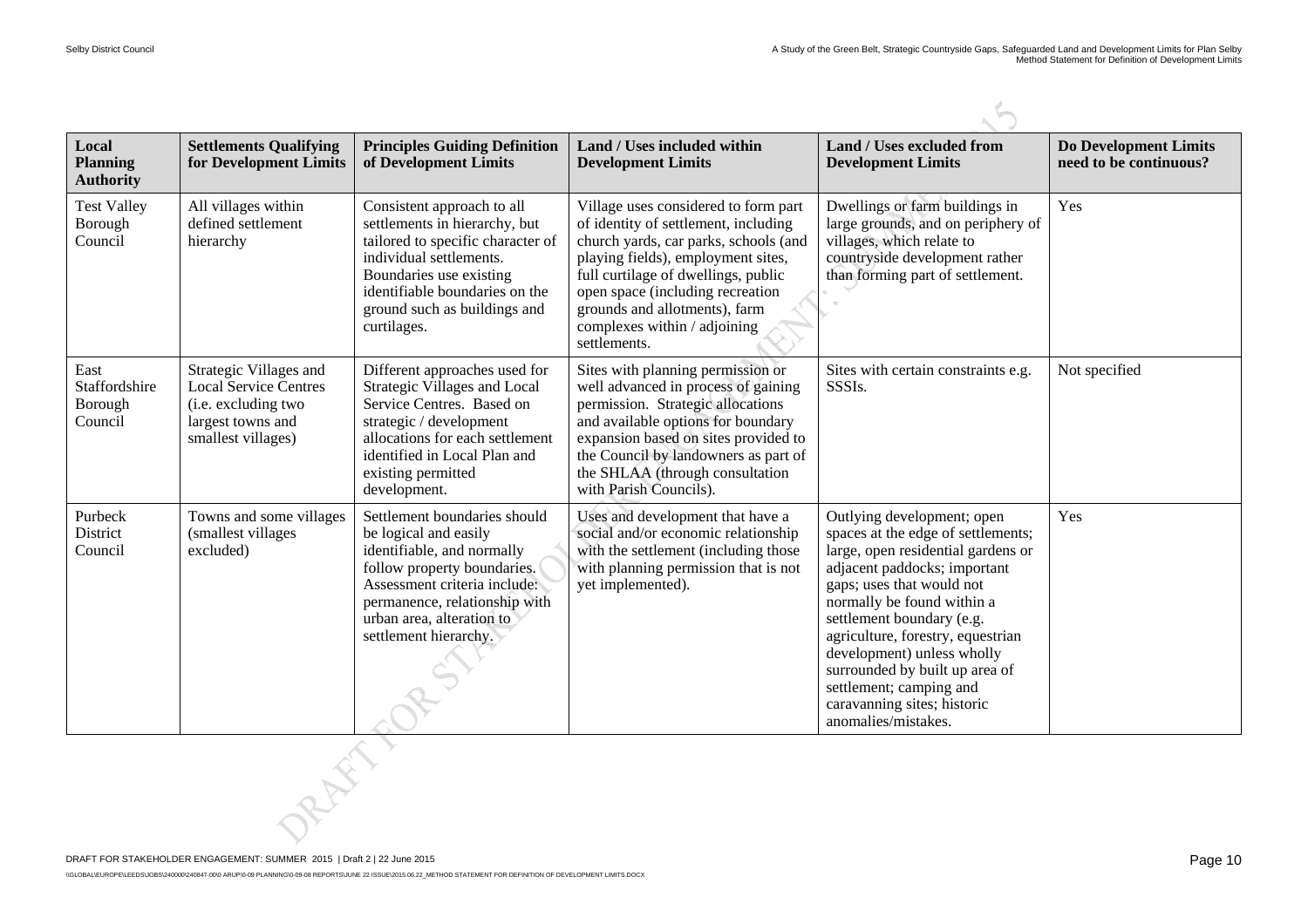| Local Planning Authority | Settlements Qualifying for Development Limits | Principles Guiding Definition of Development Limits | Land / Uses included within Development Limits | Land / Uses excluded from Development Limits | Do Development Limits need to be continuous? |
|---|---|---|---|---|---|
| Test Valley Borough Council | All villages within defined settlement hierarchy | Consistent approach to all settlements in hierarchy, but tailored to specific character of individual settlements. Boundaries use existing identifiable boundaries on the ground such as buildings and curtilages. | Village uses considered to form part of identity of settlement, including church yards, car parks, schools (and playing fields), employment sites, full curtilage of dwellings, public open space (including recreation grounds and allotments), farm complexes within / adjoining settlements. | Dwellings or farm buildings in large grounds, and on periphery of villages, which relate to countryside development rather than forming part of settlement. | Yes |
| East Staffordshire Borough Council | Strategic Villages and Local Service Centres (i.e. excluding two largest towns and smallest villages) | Different approaches used for Strategic Villages and Local Service Centres. Based on strategic / development allocations for each settlement identified in Local Plan and existing permitted development. | Sites with planning permission or well advanced in process of gaining permission. Strategic allocations and available options for boundary expansion based on sites provided to the Council by landowners as part of the SHLAA (through consultation with Parish Councils). | Sites with certain constraints e.g. SSSIs. | Not specified |
| Purbeck District Council | Towns and some villages (smallest villages excluded) | Settlement boundaries should be logical and easily identifiable, and normally follow property boundaries. Assessment criteria include: permanence, relationship with urban area, alteration to settlement hierarchy. | Uses and development that have a social and/or economic relationship with the settlement (including those with planning permission that is not yet implemented). | Outlying development; open spaces at the edge of settlements; large, open residential gardens or adjacent paddocks; important gaps; uses that would not normally be found within a settlement boundary (e.g. agriculture, forestry, equestrian development) unless wholly surrounded by built up area of settlement; camping and caravanning sites; historic anomalies/mistakes. | Yes |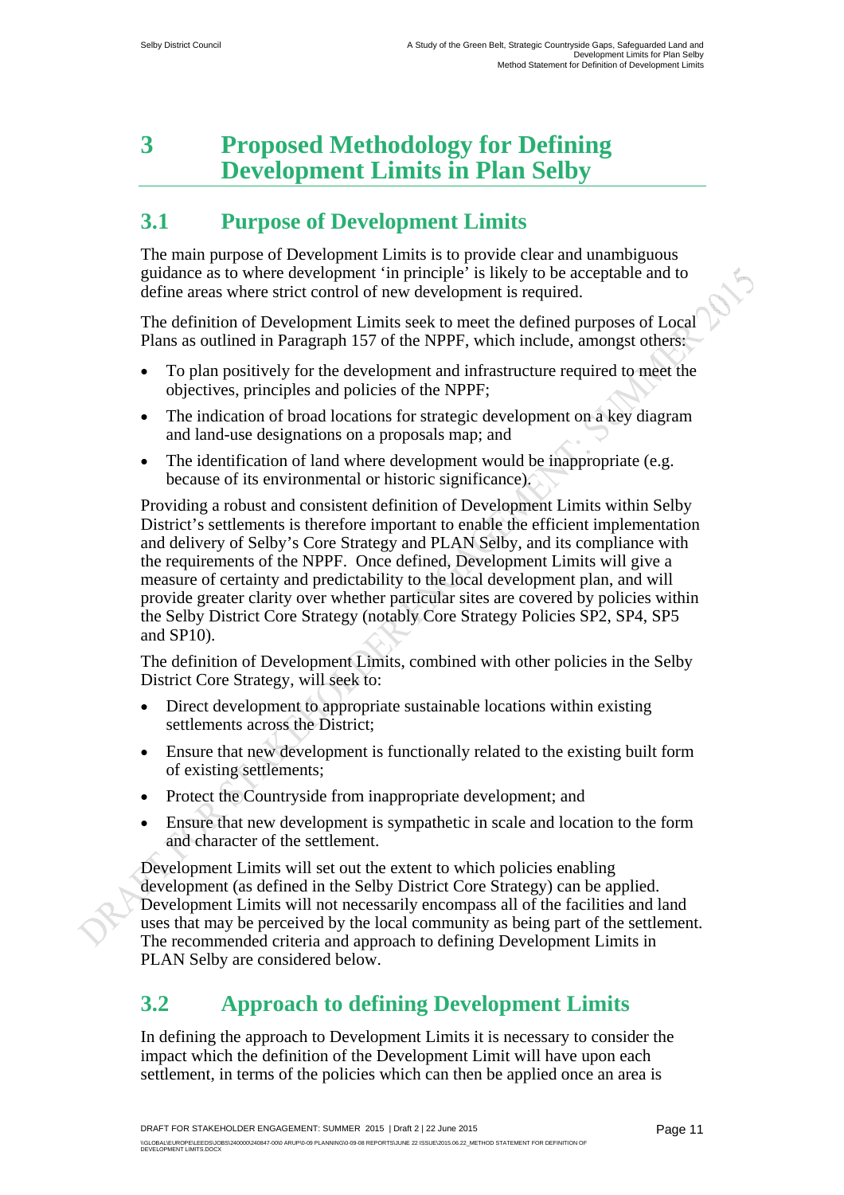# 3 Proposed Methodology for Defining Development Limits in Plan Selby

## 3.1 Purpose of Development Limits

The main purpose of Development Limits is to provide clear and unambiguous guidance as to where development 'in principle' is likely to be acceptable and to define areas where strict control of new development is required.

The definition of Development Limits seek to meet the defined purposes of Local Plans as outlined in Paragraph 157 of the NPPF, which include, amongst others:

- To plan positively for the development and infrastructure required to meet the objectives, principles and policies of the NPPF;
- The indication of broad locations for strategic development on a key diagram and land-use designations on a proposals map; and
- The identification of land where development would be inappropriate (e.g. because of its environmental or historic significance).

Providing a robust and consistent definition of Development Limits within Selby District's settlements is therefore important to enable the efficient implementation and delivery of Selby's Core Strategy and PLAN Selby, and its compliance with the requirements of the NPPF. Once defined, Development Limits will give a measure of certainty and predictability to the local development plan, and will provide greater clarity over whether particular sites are covered by policies within the Selby District Core Strategy (notably Core Strategy Policies SP2, SP4, SP5 and SP10).

The definition of Development Limits, combined with other policies in the Selby District Core Strategy, will seek to:

- Direct development to appropriate sustainable locations within existing settlements across the District;
- Ensure that new development is functionally related to the existing built form of existing settlements;
- Protect the Countryside from inappropriate development; and
- Ensure that new development is sympathetic in scale and location to the form and character of the settlement.

Development Limits will set out the extent to which policies enabling development (as defined in the Selby District Core Strategy) can be applied. Development Limits will not necessarily encompass all of the facilities and land uses that may be perceived by the local community as being part of the settlement. The recommended criteria and approach to defining Development Limits in PLAN Selby are considered below.

## 3.2 Approach to defining Development Limits

In defining the approach to Development Limits it is necessary to consider the impact which the definition of the Development Limit will have upon each settlement, in terms of the policies which can then be applied once an area is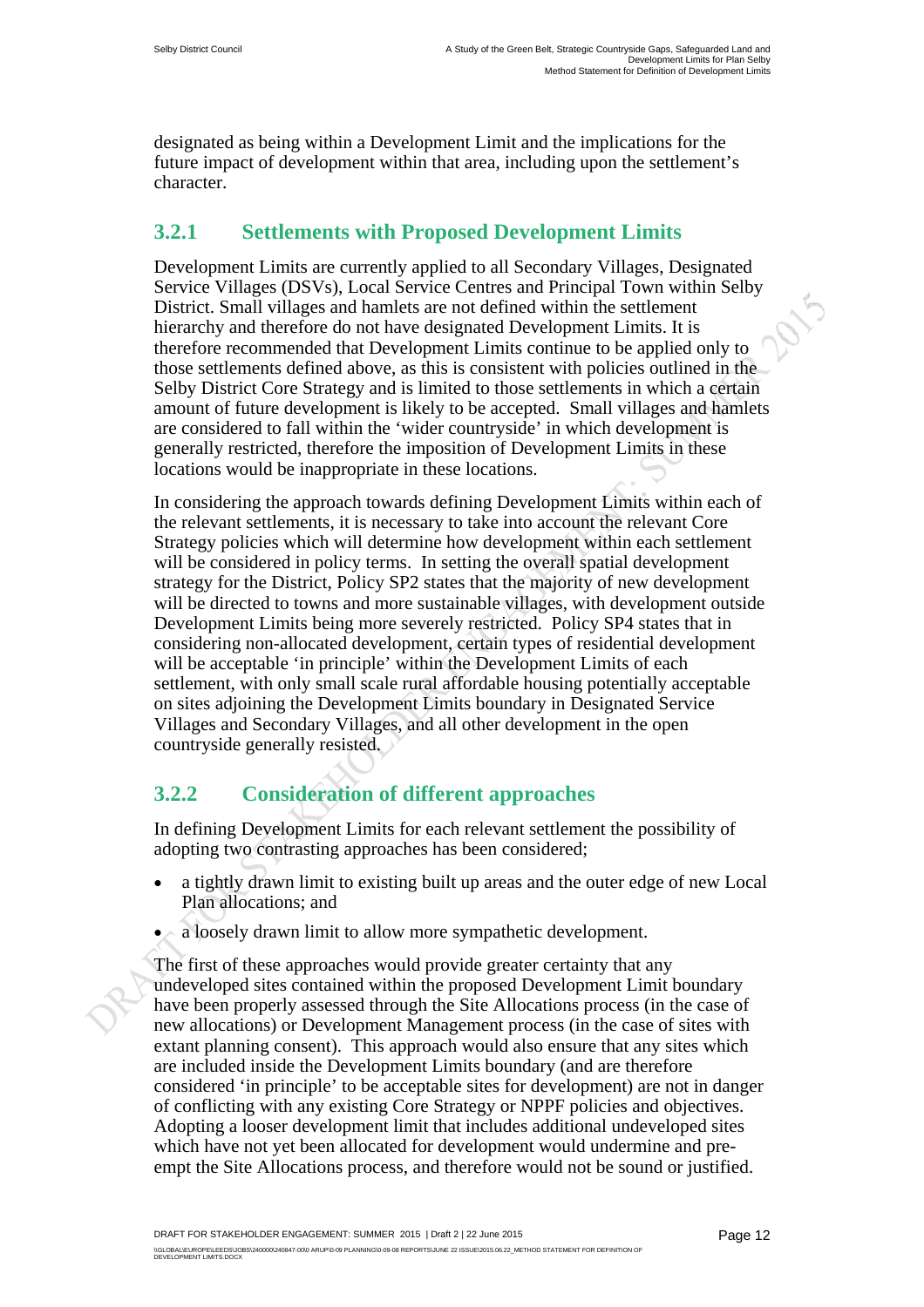designated as being within a Development Limit and the implications for the future impact of development within that area, including upon the settlement's character.

### 3.2.1 Settlements with Proposed Development Limits

Development Limits are currently applied to all Secondary Villages, Designated Service Villages (DSVs), Local Service Centres and Principal Town within Selby District. Small villages and hamlets are not defined within the settlement hierarchy and therefore do not have designated Development Limits. It is therefore recommended that Development Limits continue to be applied only to those settlements defined above, as this is consistent with policies outlined in the Selby District Core Strategy and is limited to those settlements in which a certain amount of future development is likely to be accepted. Small villages and hamlets are considered to fall within the 'wider countryside' in which development is generally restricted, therefore the imposition of Development Limits in these locations would be inappropriate in these locations.

In considering the approach towards defining Development Limits within each of the relevant settlements, it is necessary to take into account the relevant Core Strategy policies which will determine how development within each settlement will be considered in policy terms. In setting the overall spatial development strategy for the District, Policy SP2 states that the majority of new development will be directed to towns and more sustainable villages, with development outside Development Limits being more severely restricted. Policy SP4 states that in considering non-allocated development, certain types of residential development will be acceptable 'in principle' within the Development Limits of each settlement, with only small scale rural affordable housing potentially acceptable on sites adjoining the Development Limits boundary in Designated Service Villages and Secondary Villages, and all other development in the open countryside generally resisted.

### 3.2.2 Consideration of different approaches

In defining Development Limits for each relevant settlement the possibility of adopting two contrasting approaches has been considered;

- a tightly drawn limit to existing built up areas and the outer edge of new Local Plan allocations; and
- a loosely drawn limit to allow more sympathetic development.

The first of these approaches would provide greater certainty that any undeveloped sites contained within the proposed Development Limit boundary have been properly assessed through the Site Allocations process (in the case of new allocations) or Development Management process (in the case of sites with extant planning consent). This approach would also ensure that any sites which are included inside the Development Limits boundary (and are therefore considered 'in principle' to be acceptable sites for development) are not in danger of conflicting with any existing Core Strategy or NPPF policies and objectives. Adopting a looser development limit that includes additional undeveloped sites which have not yet been allocated for development would undermine and pre-empt the Site Allocations process, and therefore would not be sound or justified.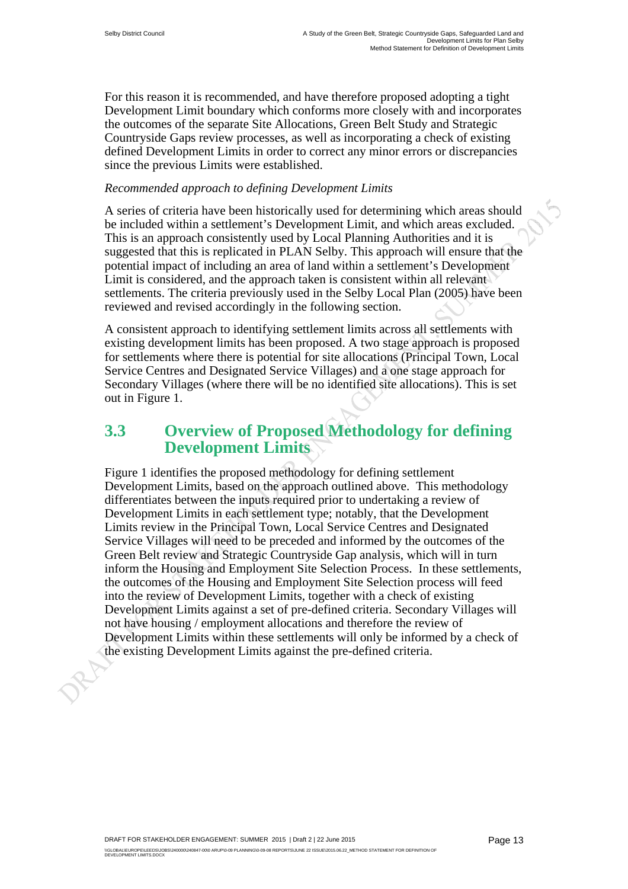For this reason it is recommended, and have therefore proposed adopting a tight Development Limit boundary which conforms more closely with and incorporates the outcomes of the separate Site Allocations, Green Belt Study and Strategic Countryside Gaps review processes, as well as incorporating a check of existing defined Development Limits in order to correct any minor errors or discrepancies since the previous Limits were established.

*Recommended approach to defining Development Limits*

A series of criteria have been historically used for determining which areas should be included within a settlement's Development Limit, and which areas excluded. This is an approach consistently used by Local Planning Authorities and it is suggested that this is replicated in PLAN Selby. This approach will ensure that the potential impact of including an area of land within a settlement's Development Limit is considered, and the approach taken is consistent within all relevant settlements. The criteria previously used in the Selby Local Plan (2005) have been reviewed and revised accordingly in the following section.

A consistent approach to identifying settlement limits across all settlements with existing development limits has been proposed. A two stage approach is proposed for settlements where there is potential for site allocations (Principal Town, Local Service Centres and Designated Service Villages) and a one stage approach for Secondary Villages (where there will be no identified site allocations). This is set out in Figure 1.

## 3.3 Overview of Proposed Methodology for defining Development Limits

Figure 1 identifies the proposed methodology for defining settlement Development Limits, based on the approach outlined above. This methodology differentiates between the inputs required prior to undertaking a review of Development Limits in each settlement type; notably, that the Development Limits review in the Principal Town, Local Service Centres and Designated Service Villages will need to be preceded and informed by the outcomes of the Green Belt review and Strategic Countryside Gap analysis, which will in turn inform the Housing and Employment Site Selection Process. In these settlements, the outcomes of the Housing and Employment Site Selection process will feed into the review of Development Limits, together with a check of existing Development Limits against a set of pre-defined criteria. Secondary Villages will not have housing / employment allocations and therefore the review of Development Limits within these settlements will only be informed by a check of the existing Development Limits against the pre-defined criteria.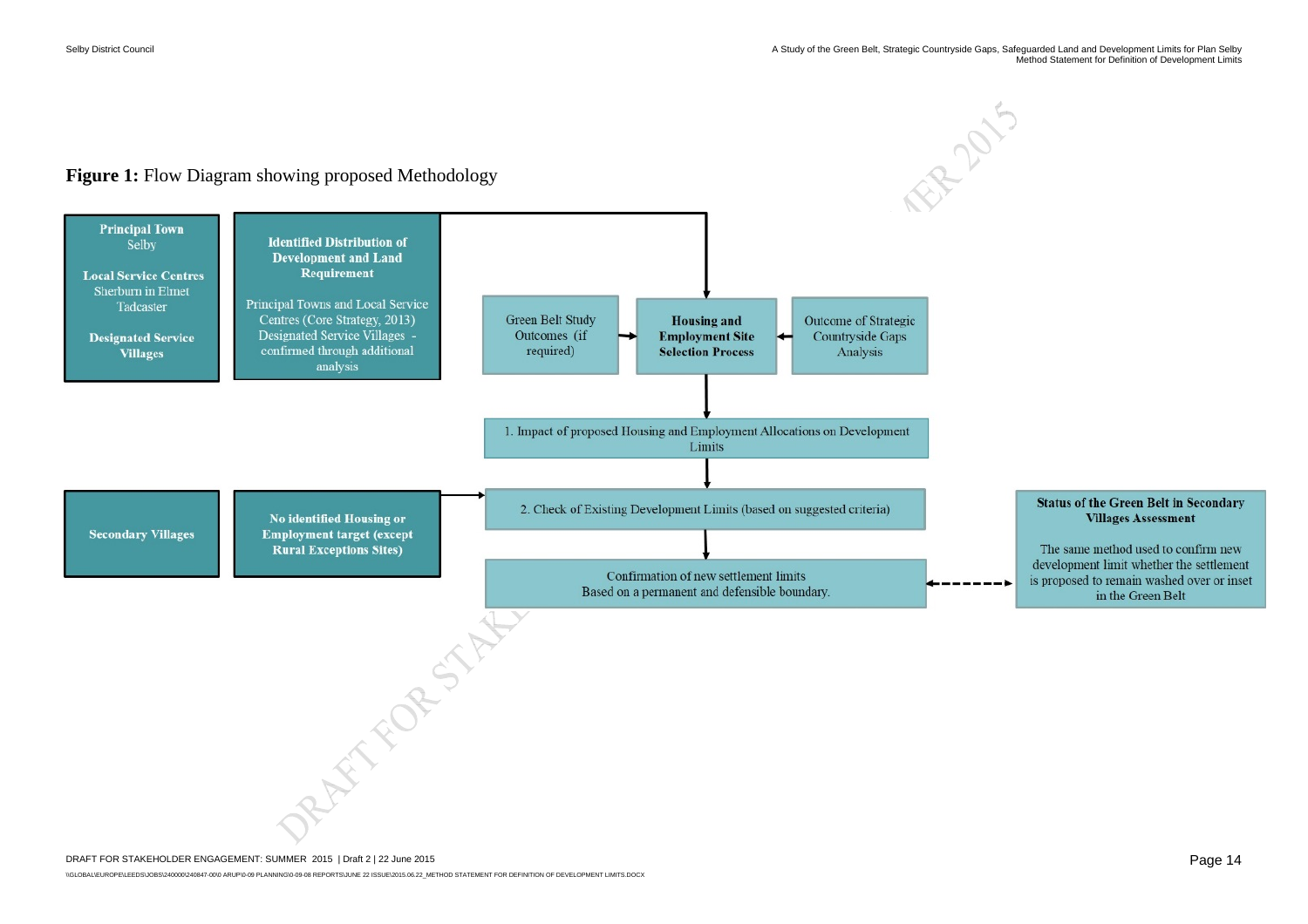**Figure 1:** Flow Diagram showing proposed Methodology

**Principal Town**
Selby

**Local Service Centres**
Sherburn in Elmet
Tadcaster

**Designated Service Villages**

**Identified Distribution of Development and Land Requirement**

Principal Towns and Local Service Centres (Core Strategy, 2013)
Designated Service Villages - confirmed through additional analysis

Green Belt Study Outcomes (if required)

**Housing and Employment Site Selection Process**

Outcome of Strategic Countryside Gaps Analysis

1. Impact of proposed Housing and Employment Allocations on Development Limits

**Secondary Villages**

**No identified Housing or Employment target (except Rural Exceptions Sites)**

2. Check of Existing Development Limits (based on suggested criteria)

Confirmation of new settlement limits
Based on a permanent and defensible boundary.

**Status of the Green Belt in Secondary Villages Assessment**

The same method used to confirm new development limit whether the settlement is proposed to remain washed over or inset in the Green Belt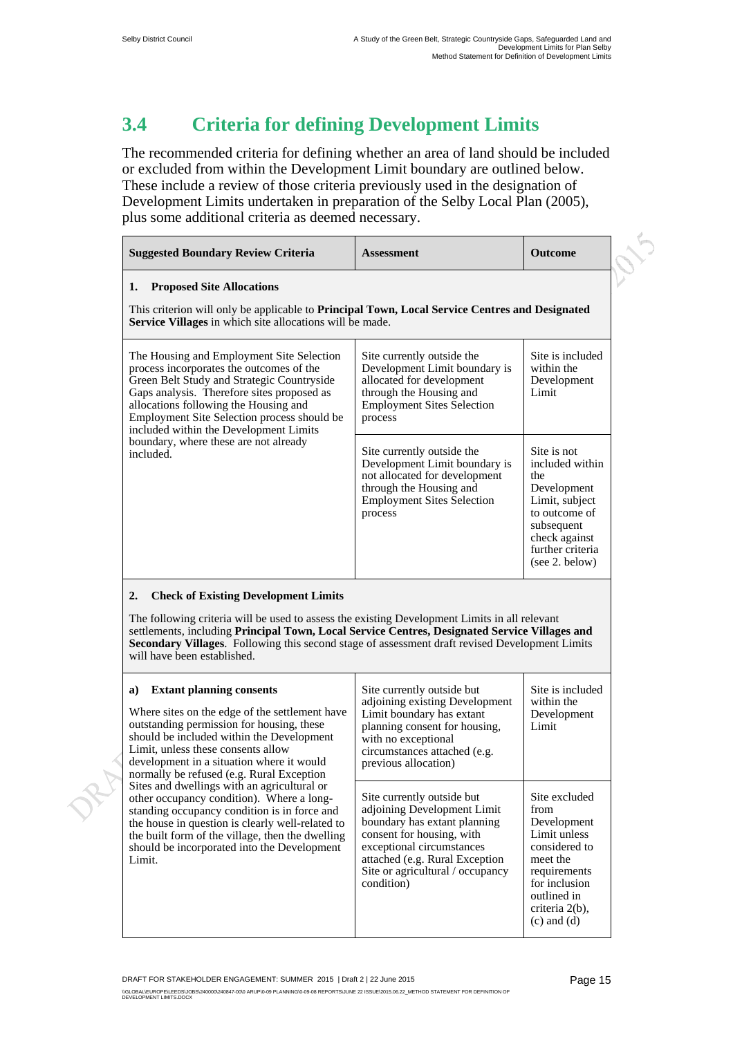## 3.4 Criteria for defining Development Limits

The recommended criteria for defining whether an area of land should be included or excluded from within the Development Limit boundary are outlined below. These include a review of those criteria previously used in the designation of Development Limits undertaken in preparation of the Selby Local Plan (2005), plus some additional criteria as deemed necessary.

| Suggested Boundary Review Criteria | Assessment | Outcome |
|---|---|---|
| **1. Proposed Site Allocations**<br><br>This criterion will only be applicable to **Principal Town, Local Service Centres and Designated Service Villages** in which site allocations will be made. | | |
| The Housing and Employment Site Selection process incorporates the outcomes of the Green Belt Study and Strategic Countryside Gaps analysis. Therefore sites proposed as allocations following the Housing and Employment Site Selection process should be included within the Development Limits boundary, where these are not already included. | Site currently outside the Development Limit boundary is allocated for development through the Housing and Employment Sites Selection process | Site is included within the Development Limit |
| | Site currently outside the Development Limit boundary is not allocated for development through the Housing and Employment Sites Selection process | Site is not included within the Development Limit, subject to outcome of subsequent check against further criteria (see 2. below) |
| **2. Check of Existing Development Limits**<br><br>The following criteria will be used to assess the existing Development Limits in all relevant settlements, including **Principal Town, Local Service Centres, Designated Service Villages and Secondary Villages**. Following this second stage of assessment draft revised Development Limits will have been established. | | |
| **a) Extant planning consents**<br><br>Where sites on the edge of the settlement have outstanding permission for housing, these should be included within the Development Limit, unless these consents allow development in a situation where it would normally be refused (e.g. Rural Exception Sites and dwellings with an agricultural or other occupancy condition). Where a long-standing occupancy condition is in force and the house in question is clearly well-related to the built form of the village, then the dwelling should be incorporated into the Development Limit. | Site currently outside but adjoining existing Development Limit boundary has extant planning consent for housing, with no exceptional circumstances attached (e.g. previous allocation) | Site is included within the Development Limit |
| | Site currently outside but adjoining Development Limit boundary has extant planning consent for housing, with exceptional circumstances attached (e.g. Rural Exception Site or agricultural / occupancy condition) | Site excluded from Development Limit unless considered to meet the requirements for inclusion outlined in criteria 2(b), (c) and (d) |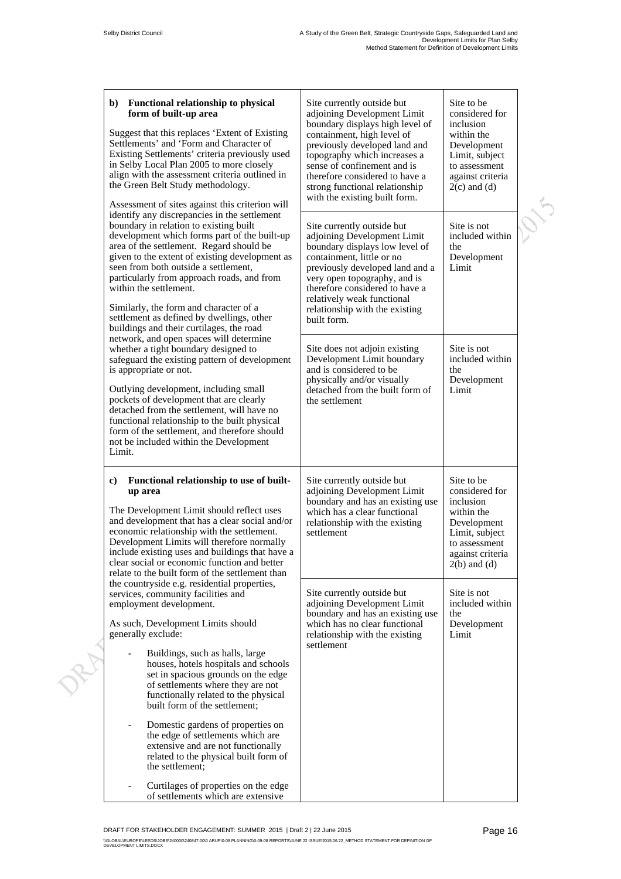| | | |
|---|---|---|
| **b) Functional relationship to physical form of built-up area**<br><br>Suggest that this replaces 'Extent of Existing Settlements' and 'Form and Character of Existing Settlements' criteria previously used in Selby Local Plan 2005 to more closely align with the assessment criteria outlined in the Green Belt Study methodology.<br><br>Assessment of sites against this criterion will identify any discrepancies in the settlement boundary in relation to existing built development which forms part of the built-up area of the settlement. Regard should be given to the extent of existing development as seen from both outside a settlement, particularly from approach roads, and from within the settlement.<br><br>Similarly, the form and character of a settlement as defined by dwellings, other buildings and their curtilages, the road network, and open spaces will determine whether a tight boundary designed to safeguard the existing pattern of development is appropriate or not.<br><br>Outlying development, including small pockets of development that are clearly detached from the settlement, will have no functional relationship to the built physical form of the settlement, and therefore should not be included within the Development Limit. | Site currently outside but adjoining Development Limit boundary displays high level of containment, high level of previously developed land and topography which increases a sense of confinement and is therefore considered to have a strong functional relationship with the existing built form. | Site to be considered for inclusion within the Development Limit, subject to assessment against criteria 2(c) and (d) |
| | Site currently outside but adjoining Development Limit boundary displays low level of containment, little or no previously developed land and a very open topography, and is therefore considered to have a relatively weak functional relationship with the existing built form. | Site is not included within the Development Limit |
| | Site does not adjoin existing Development Limit boundary and is considered to be physically and/or visually detached from the built form of the settlement | Site is not included within the Development Limit |
| **c) Functional relationship to use of built-up area**<br><br>The Development Limit should reflect uses and development that has a clear social and/or economic relationship with the settlement. Development Limits will therefore normally include existing uses and buildings that have a clear social or economic function and better relate to the built form of the settlement than the countryside e.g. residential properties, services, community facilities and employment development.<br><br>As such, Development Limits should generally exclude:<br><br>- Buildings, such as halls, large houses, hotels hospitals and schools set in spacious grounds on the edge of settlements where they are not functionally related to the physical built form of the settlement;<br>- Domestic gardens of properties on the edge of settlements which are extensive and are not functionally related to the physical built form of the settlement;<br>- Curtilages of properties on the edge of settlements which are extensive | Site currently outside but adjoining Development Limit boundary and has an existing use which has a clear functional relationship with the existing settlement | Site to be considered for inclusion within the Development Limit, subject to assessment against criteria 2(b) and (d) |
| | Site currently outside but adjoining Development Limit boundary and has an existing use which has no clear functional relationship with the existing settlement | Site is not included within the Development Limit |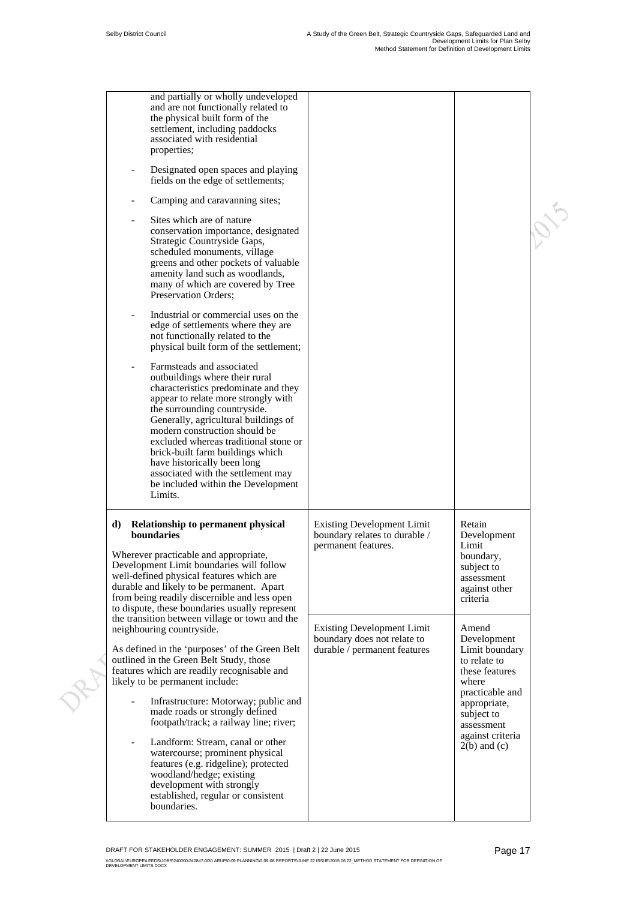| | | |
|---|---|---|
| and partially or wholly undeveloped and are not functionally related to the physical built form of the settlement, including paddocks associated with residential properties;<br><br>- Designated open spaces and playing fields on the edge of settlements;<br><br>- Camping and caravanning sites;<br><br>- Sites which are of nature conservation importance, designated Strategic Countryside Gaps, scheduled monuments, village greens and other pockets of valuable amenity land such as woodlands, many of which are covered by Tree Preservation Orders;<br><br>- Industrial or commercial uses on the edge of settlements where they are not functionally related to the physical built form of the settlement;<br><br>- Farmsteads and associated outbuildings where their rural characteristics predominate and they appear to relate more strongly with the surrounding countryside. Generally, agricultural buildings of modern construction should be excluded whereas traditional stone or brick-built farm buildings which have historically been long associated with the settlement may be included within the Development Limits. | | |
| **d) Relationship to permanent physical boundaries**<br><br>Wherever practicable and appropriate, Development Limit boundaries will follow well-defined physical features which are durable and likely to be permanent. Apart from being readily discernible and less open to dispute, these boundaries usually represent the transition between village or town and the neighbouring countryside.<br><br>As defined in the 'purposes' of the Green Belt outlined in the Green Belt Study, those features which are readily recognisable and likely to be permanent include:<br><br>- Infrastructure: Motorway; public and made roads or strongly defined footpath/track; a railway line; river;<br><br>- Landform: Stream, canal or other watercourse; prominent physical features (e.g. ridgeline); protected woodland/hedge; existing development with strongly established, regular or consistent boundaries. | Existing Development Limit boundary relates to durable / permanent features. | Retain Development Limit boundary, subject to assessment against other criteria |
| | Existing Development Limit boundary does not relate to durable / permanent features | Amend Development Limit boundary to relate to these features where practicable and appropriate, subject to assessment against criteria 2(b) and (c) |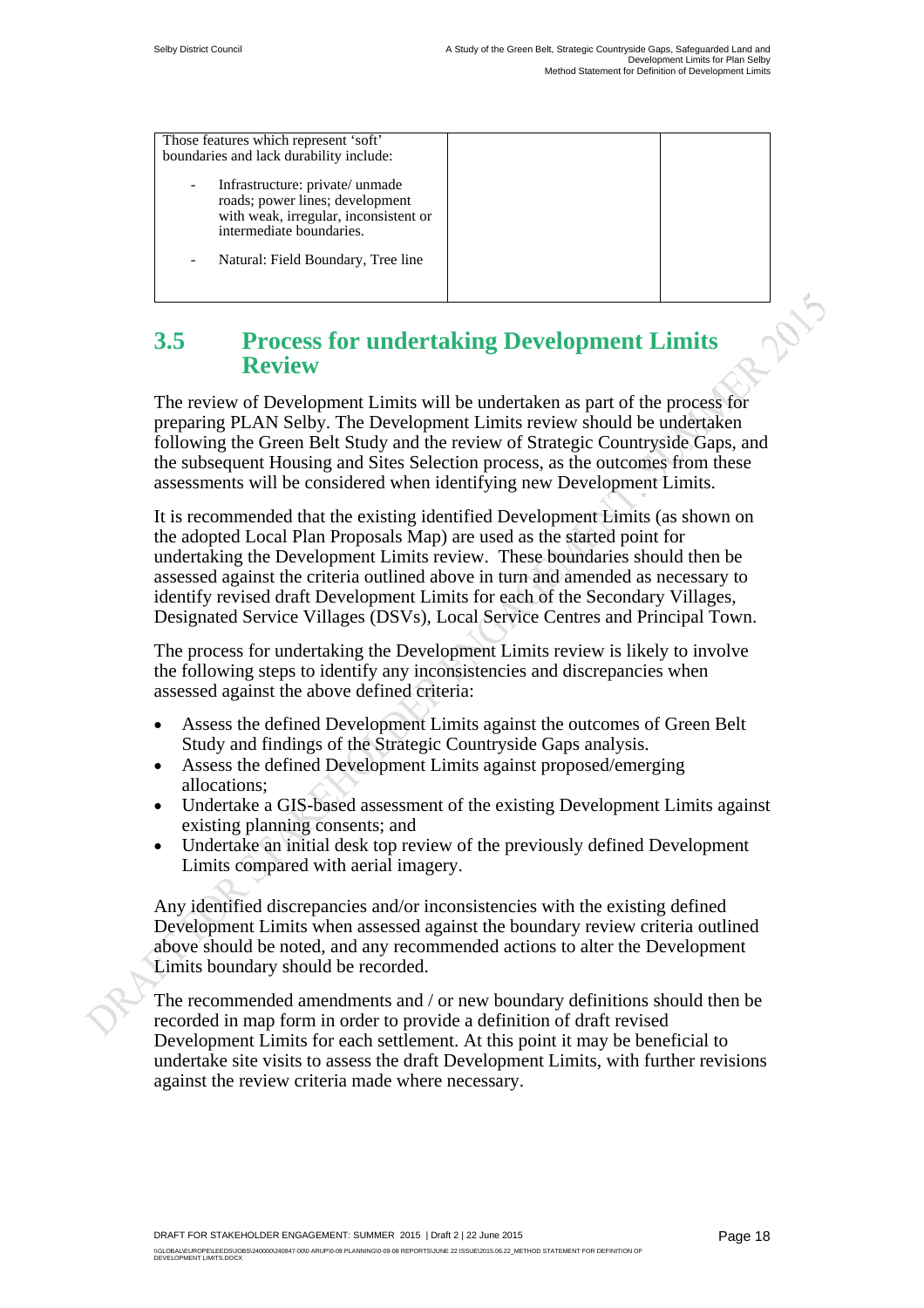| | | |
|---|---|---|
| Those features which represent 'soft' boundaries and lack durability include:<br><br>- Infrastructure: private/ unmade roads; power lines; development with weak, irregular, inconsistent or intermediate boundaries.<br>- Natural: Field Boundary, Tree line | | |

## 3.5 Process for undertaking Development Limits Review

The review of Development Limits will be undertaken as part of the process for preparing PLAN Selby. The Development Limits review should be undertaken following the Green Belt Study and the review of Strategic Countryside Gaps, and the subsequent Housing and Sites Selection process, as the outcomes from these assessments will be considered when identifying new Development Limits.

It is recommended that the existing identified Development Limits (as shown on the adopted Local Plan Proposals Map) are used as the started point for undertaking the Development Limits review. These boundaries should then be assessed against the criteria outlined above in turn and amended as necessary to identify revised draft Development Limits for each of the Secondary Villages, Designated Service Villages (DSVs), Local Service Centres and Principal Town.

The process for undertaking the Development Limits review is likely to involve the following steps to identify any inconsistencies and discrepancies when assessed against the above defined criteria:

- Assess the defined Development Limits against the outcomes of Green Belt Study and findings of the Strategic Countryside Gaps analysis.
- Assess the defined Development Limits against proposed/emerging allocations;
- Undertake a GIS-based assessment of the existing Development Limits against existing planning consents; and
- Undertake an initial desk top review of the previously defined Development Limits compared with aerial imagery.

Any identified discrepancies and/or inconsistencies with the existing defined Development Limits when assessed against the boundary review criteria outlined above should be noted, and any recommended actions to alter the Development Limits boundary should be recorded.

The recommended amendments and / or new boundary definitions should then be recorded in map form in order to provide a definition of draft revised Development Limits for each settlement. At this point it may be beneficial to undertake site visits to assess the draft Development Limits, with further revisions against the review criteria made where necessary.